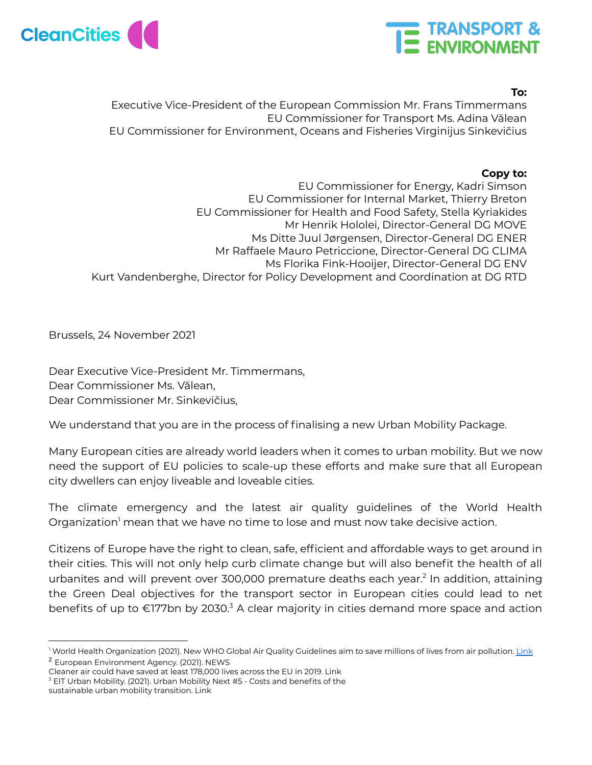CleanCities

TRANSPORT & ENVIRONMENT

**To:**
Executive Vice-President of the European Commission Mr. Frans Timmermans
EU Commissioner for Transport Ms. Adina Vălean
EU Commissioner for Environment, Oceans and Fisheries Virginijus Sinkevičius

**Copy to:**
EU Commissioner for Energy, Kadri Simson
EU Commissioner for Internal Market, Thierry Breton
EU Commissioner for Health and Food Safety, Stella Kyriakides
Mr Henrik Hololei, Director-General DG MOVE
Ms Ditte Juul Jørgensen, Director-General DG ENER
Mr Raffaele Mauro Petriccione, Director-General DG CLIMA
Ms Florika Fink-Hooijer, Director-General DG ENV
Kurt Vandenberghe, Director for Policy Development and Coordination at DG RTD

Brussels, 24 November 2021

Dear Executive Vice-President Mr. Timmermans,
Dear Commissioner Ms. Vălean,
Dear Commissioner Mr. Sinkevičius,

We understand that you are in the process of finalising a new Urban Mobility Package.

Many European cities are already world leaders when it comes to urban mobility. But we now need the support of EU policies to scale-up these efforts and make sure that all European city dwellers can enjoy liveable and loveable cities.

The climate emergency and the latest air quality guidelines of the World Health Organization[1] mean that we have no time to lose and must now take decisive action.

Citizens of Europe have the right to clean, safe, efficient and affordable ways to get around in their cities. This will not only help curb climate change but will also benefit the health of all urbanites and will prevent over 300,000 premature deaths each year.[2] In addition, attaining the Green Deal objectives for the transport sector in European cities could lead to net benefits of up to €177bn by 2030.[3] A clear majority in cities demand more space and action

---

[1] World Health Organization (2021). New WHO Global Air Quality Guidelines aim to save millions of lives from air pollution. Link

[2] European Environment Agency. (2021). NEWS
Cleaner air could have saved at least 178,000 lives across the EU in 2019. Link

[3] EIT Urban Mobility. (2021). Urban Mobility Next #5 - Costs and benefits of the sustainable urban mobility transition. Link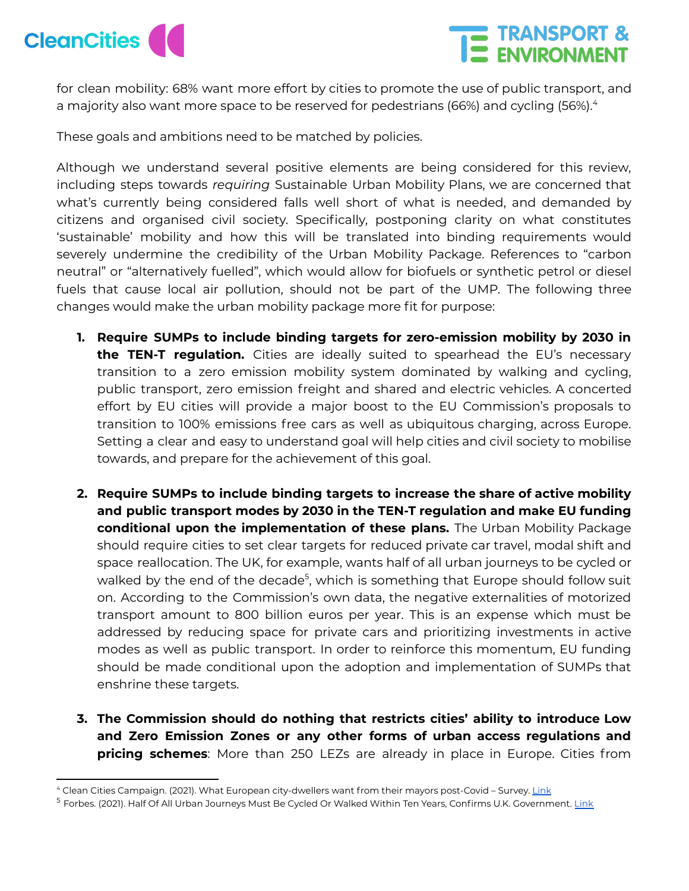for clean mobility: 68% want more effort by cities to promote the use of public transport, and a majority also want more space to be reserved for pedestrians (66%) and cycling (56%).[4]

These goals and ambitions need to be matched by policies.

Although we understand several positive elements are being considered for this review, including steps towards *requiring* Sustainable Urban Mobility Plans, we are concerned that what's currently being considered falls well short of what is needed, and demanded by citizens and organised civil society. Specifically, postponing clarity on what constitutes 'sustainable' mobility and how this will be translated into binding requirements would severely undermine the credibility of the Urban Mobility Package. References to "carbon neutral" or "alternatively fuelled", which would allow for biofuels or synthetic petrol or diesel fuels that cause local air pollution, should not be part of the UMP. The following three changes would make the urban mobility package more fit for purpose:

1. **Require SUMPs to include binding targets for zero-emission mobility by 2030 in the TEN-T regulation.** Cities are ideally suited to spearhead the EU's necessary transition to a zero emission mobility system dominated by walking and cycling, public transport, zero emission freight and shared and electric vehicles. A concerted effort by EU cities will provide a major boost to the EU Commission's proposals to transition to 100% emissions free cars as well as ubiquitous charging, across Europe. Setting a clear and easy to understand goal will help cities and civil society to mobilise towards, and prepare for the achievement of this goal.

2. **Require SUMPs to include binding targets to increase the share of active mobility and public transport modes by 2030 in the TEN-T regulation and make EU funding conditional upon the implementation of these plans.** The Urban Mobility Package should require cities to set clear targets for reduced private car travel, modal shift and space reallocation. The UK, for example, wants half of all urban journeys to be cycled or walked by the end of the decade[5], which is something that Europe should follow suit on. According to the Commission's own data, the negative externalities of motorized transport amount to 800 billion euros per year. This is an expense which must be addressed by reducing space for private cars and prioritizing investments in active modes as well as public transport. In order to reinforce this momentum, EU funding should be made conditional upon the adoption and implementation of SUMPs that enshrine these targets.

3. **The Commission should do nothing that restricts cities' ability to introduce Low and Zero Emission Zones or any other forms of urban access regulations and pricing schemes**: More than 250 LEZs are already in place in Europe. Cities from

[4] Clean Cities Campaign. (2021). What European city-dwellers want from their mayors post-Covid – Survey. Link

[5] Forbes. (2021). Half Of All Urban Journeys Must Be Cycled Or Walked Within Ten Years, Confirms U.K. Government. Link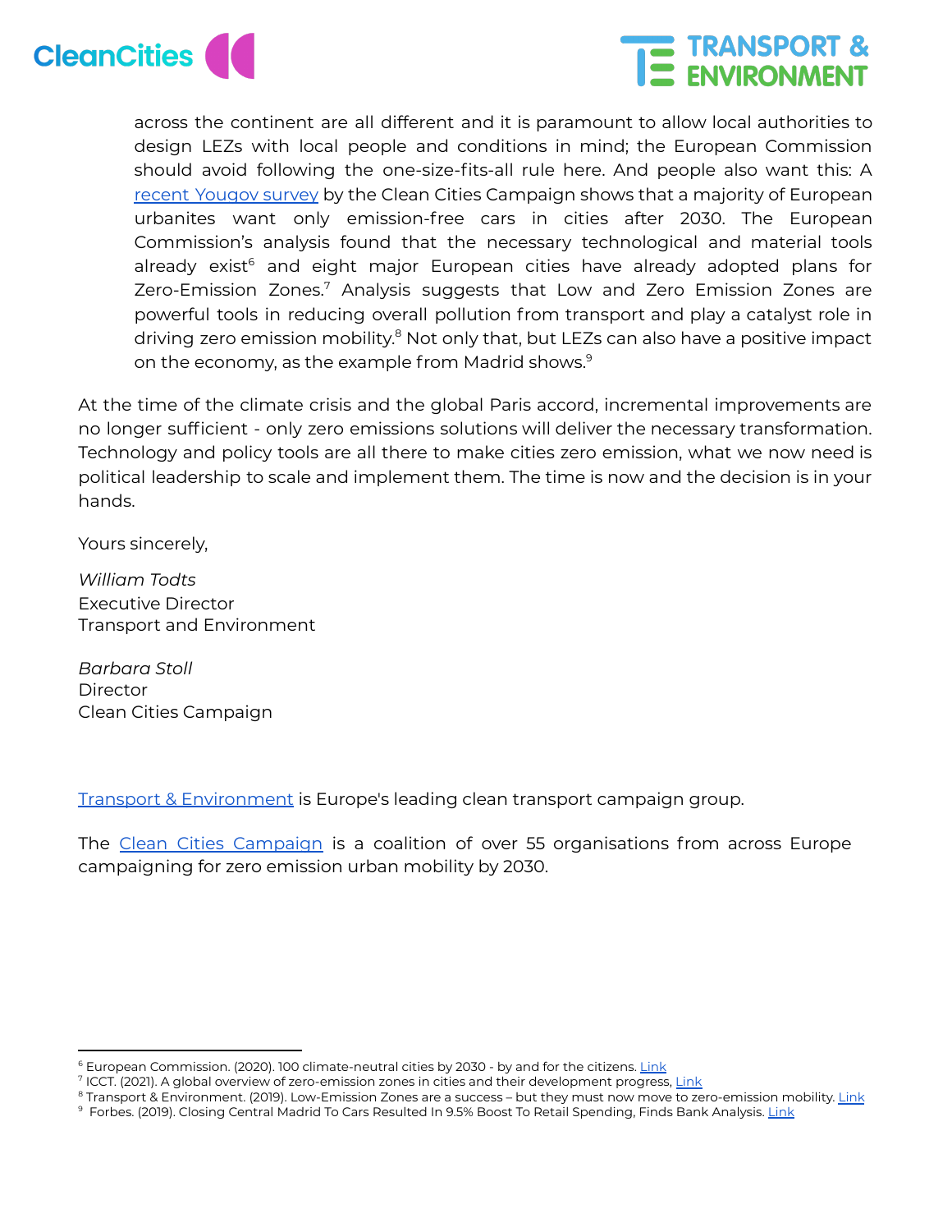across the continent are all different and it is paramount to allow local authorities to design LEZs with local people and conditions in mind; the European Commission should avoid following the one-size-fits-all rule here. And people also want this: A [recent Yougov survey](#) by the Clean Cities Campaign shows that a majority of European urbanites want only emission-free cars in cities after 2030. The European Commission's analysis found that the necessary technological and material tools already exist[6] and eight major European cities have already adopted plans for Zero-Emission Zones.[7] Analysis suggests that Low and Zero Emission Zones are powerful tools in reducing overall pollution from transport and play a catalyst role in driving zero emission mobility.[8] Not only that, but LEZs can also have a positive impact on the economy, as the example from Madrid shows.[9]

At the time of the climate crisis and the global Paris accord, incremental improvements are no longer sufficient - only zero emissions solutions will deliver the necessary transformation. Technology and policy tools are all there to make cities zero emission, what we now need is political leadership to scale and implement them. The time is now and the decision is in your hands.

Yours sincerely,

*William Todts*
Executive Director
Transport and Environment

*Barbara Stoll*
Director
Clean Cities Campaign

[Transport & Environment](#) is Europe's leading clean transport campaign group.

The [Clean Cities Campaign](#) is a coalition of over 55 organisations from across Europe campaigning for zero emission urban mobility by 2030.

---

[6] European Commission. (2020). 100 climate-neutral cities by 2030 - by and for the citizens. [Link](#)
[7] ICCT. (2021). A global overview of zero-emission zones in cities and their development progress, [Link](#)
[8] Transport & Environment. (2019). Low-Emission Zones are a success – but they must now move to zero-emission mobility. [Link](#)
[9] Forbes. (2019). Closing Central Madrid To Cars Resulted In 9.5% Boost To Retail Spending, Finds Bank Analysis. [Link](#)